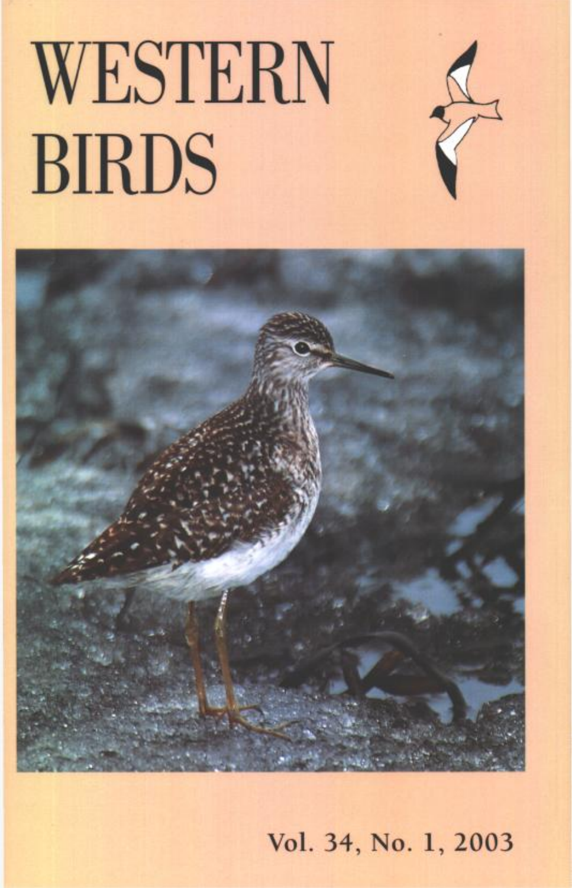# WESTERN BIRDS

Vol. 34, No. 1, 2003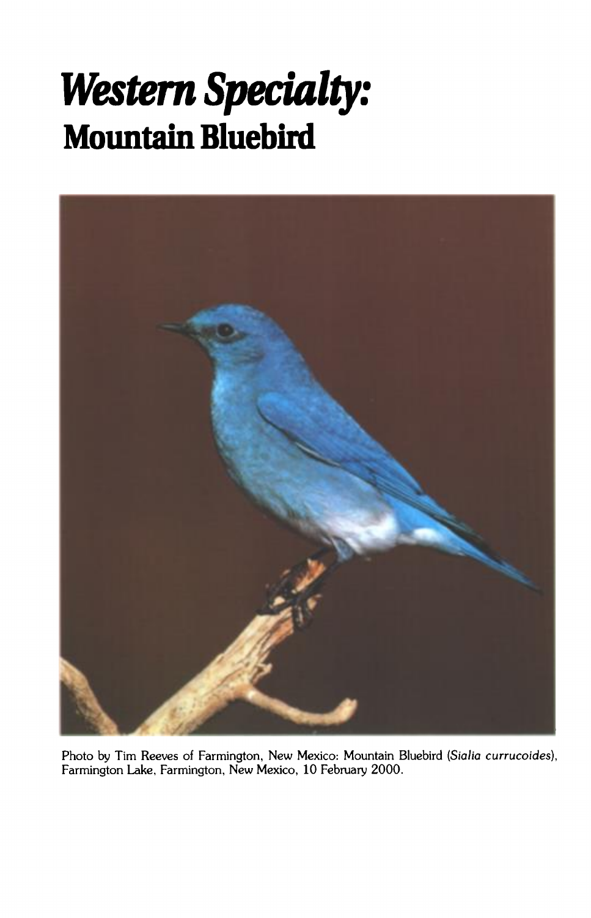# *Western Specialty:*
## Mountain Bluebird

Photo by Tim Reeves of Farmington, New Mexico: Mountain Bluebird (*Sialia currucoides*), Farmington Lake, Farmington, New Mexico, 10 February 2000.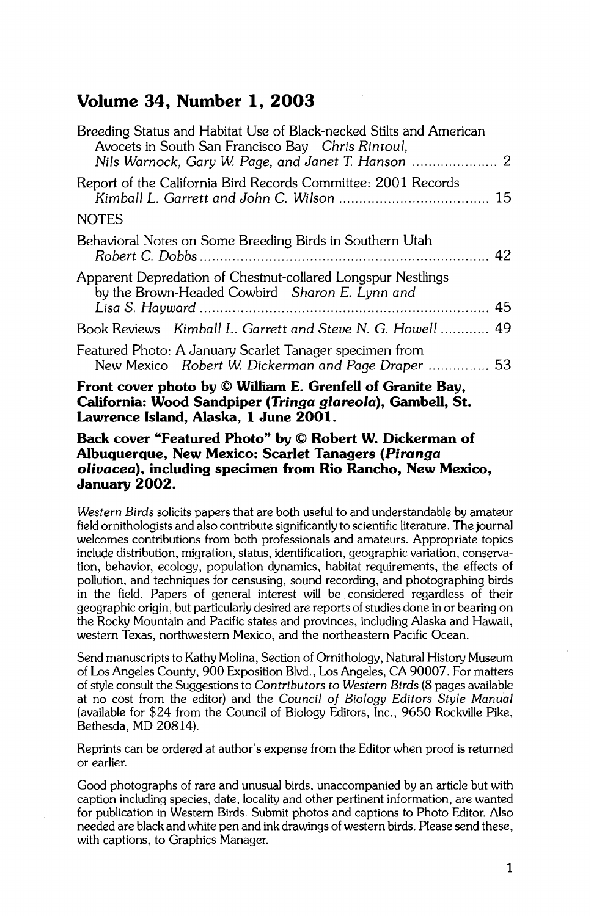## Volume 34, Number 1, 2003

Breeding Status and Habitat Use of Black-necked Stilts and American Avocets in South San Francisco Bay *Chris Rintoul, Nils Warnock, Gary W. Page, and Janet T. Hanson* ..................... 2

Report of the California Bird Records Committee: 2001 Records *Kimball L. Garrett and John C. Wilson* ..................................... 15

NOTES

Behavioral Notes on Some Breeding Birds in Southern Utah *Robert C. Dobbs* ....................................................................... 42

Apparent Depredation of Chestnut-collared Longspur Nestlings by the Brown-Headed Cowbird *Sharon E. Lynn and Lisa S. Hayward* ....................................................................... 45

Book Reviews *Kimball L. Garrett and Steve N. G. Howell* ............ 49

Featured Photo: A January Scarlet Tanager specimen from New Mexico *Robert W. Dickerman and Page Draper* ............... 53

**Front cover photo by © William E. Grenfell of Granite Bay, California: Wood Sandpiper (*Tringa glareola*), Gambell, St. Lawrence Island, Alaska, 1 June 2001.**

**Back cover "Featured Photo" by © Robert W. Dickerman of Albuquerque, New Mexico: Scarlet Tanagers (*Piranga olivacea*), including specimen from Rio Rancho, New Mexico, January 2002.**

*Western Birds* solicits papers that are both useful to and understandable by amateur field ornithologists and also contribute significantly to scientific literature. The journal welcomes contributions from both professionals and amateurs. Appropriate topics include distribution, migration, status, identification, geographic variation, conservation, behavior, ecology, population dynamics, habitat requirements, the effects of pollution, and techniques for censusing, sound recording, and photographing birds in the field. Papers of general interest will be considered regardless of their geographic origin, but particularly desired are reports of studies done in or bearing on the Rocky Mountain and Pacific states and provinces, including Alaska and Hawaii, western Texas, northwestern Mexico, and the northeastern Pacific Ocean.

Send manuscripts to Kathy Molina, Section of Ornithology, Natural History Museum of Los Angeles County, 900 Exposition Blvd., Los Angeles, CA 90007. For matters of style consult the Suggestions to *Contributors to Western Birds* (8 pages available at no cost from the editor) and the *Council of Biology Editors Style Manual* (available for $24 from the Council of Biology Editors, Inc., 9650 Rockville Pike, Bethesda, MD 20814).

Reprints can be ordered at author's expense from the Editor when proof is returned or earlier.

Good photographs of rare and unusual birds, unaccompanied by an article but with caption including species, date, locality and other pertinent information, are wanted for publication in Western Birds. Submit photos and captions to Photo Editor. Also needed are black and white pen and ink drawings of western birds. Please send these, with captions, to Graphics Manager.